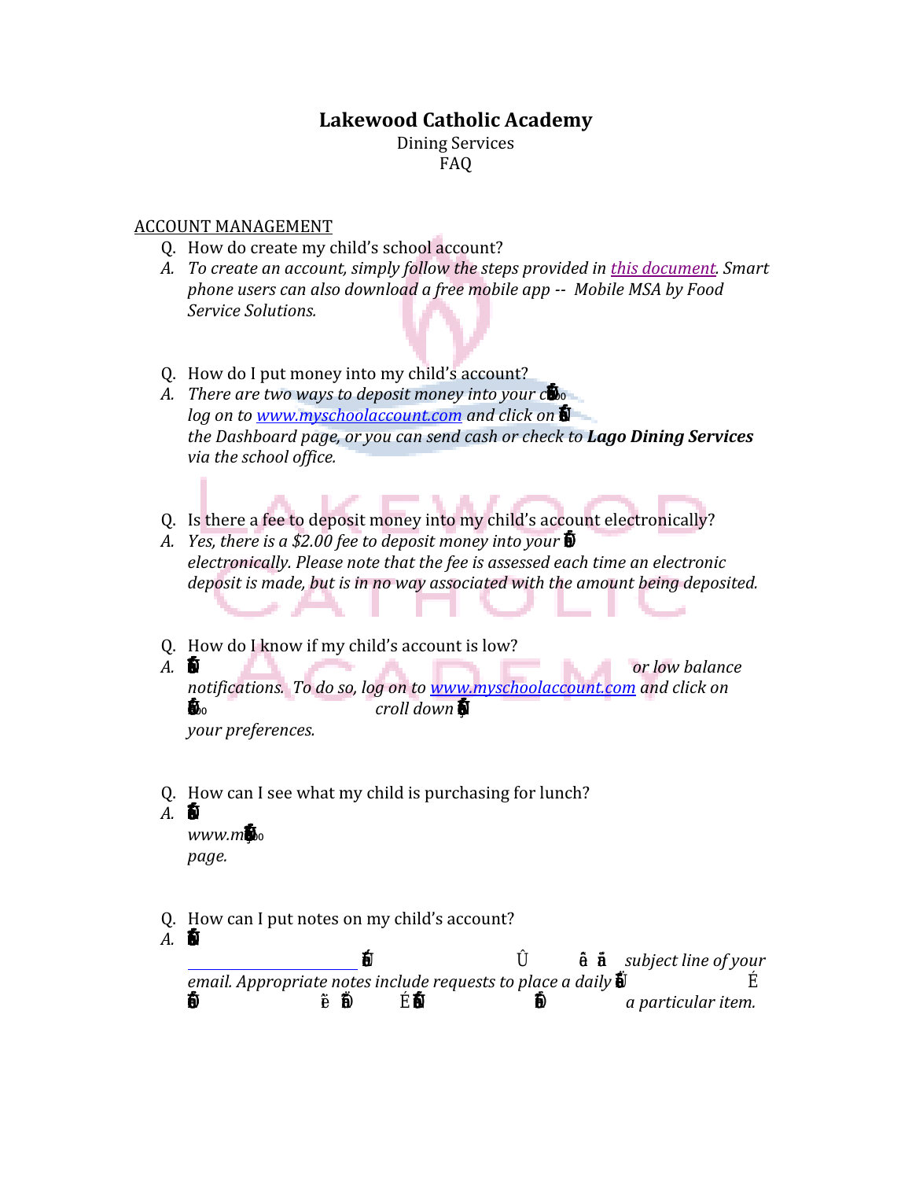# Lakewood Catholic Academy

Dining Services
FAQ

ACCOUNT MANAGEMENT

Q. How do create my child's school account?

A. *To create an account, simply follow the steps provided in this document. Smart phone users can also download a free mobile app -- Mobile MSA by Food Service Solutions.*

Q. How do I put money into my child's account?

A. *There are two ways to deposit money into your c*
*log on to www.myschoolaccount.com and click on*
*the Dashboard page, or you can send cash or check to* ***Lago Dining Services*** *via the school office.*

Q. Is there a fee to deposit money into my child's account electronically?

A. *Yes, there is a $2.00 fee to deposit money into your*
*electronically. Please note that the fee is assessed each time an electronic deposit is made, but is in no way associated with the amount being deposited.*

Q. How do I know if my child's account is low?

A. *or low balance notifications. To do so, log on to www.myschoolaccount.com and click on*
*croll down*
*your preferences.*

Q. How can I see what my child is purchasing for lunch?

A.
*www.m*
*page.*

Q. How can I put notes on my child's account?

A.
*subject line of your email. Appropriate notes include requests to place a daily*
*a particular item.*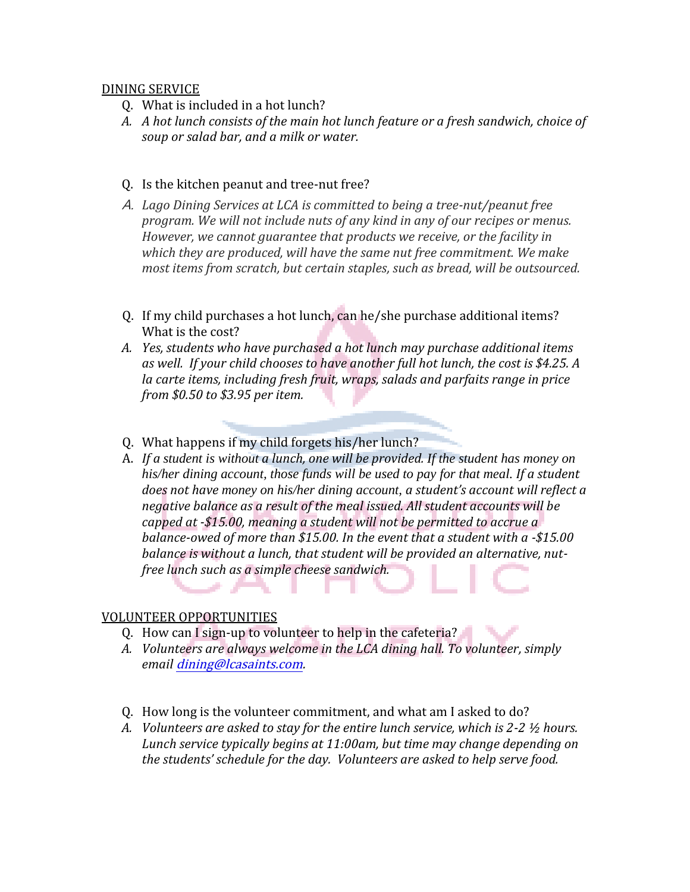## DINING SERVICE

Q. What is included in a hot lunch?

A. *A hot lunch consists of the main hot lunch feature or a fresh sandwich, choice of soup or salad bar, and a milk or water.*

Q. Is the kitchen peanut and tree-nut free?

A. *Lago Dining Services at LCA is committed to being a tree-nut/peanut free program. We will not include nuts of any kind in any of our recipes or menus. However, we cannot guarantee that products we receive, or the facility in which they are produced, will have the same nut free commitment. We make most items from scratch, but certain staples, such as bread, will be outsourced.*

Q. If my child purchases a hot lunch, can he/she purchase additional items? What is the cost?

A. *Yes, students who have purchased a hot lunch may purchase additional items as well. If your child chooses to have another full hot lunch, the cost is $4.25. A la carte items, including fresh fruit, wraps, salads and parfaits range in price from $0.50 to $3.95 per item.*

Q. What happens if my child forgets his/her lunch?

A. *If a student is without a lunch, one will be provided. If the student has money on his/her dining account, those funds will be used to pay for that meal. If a student does not have money on his/her dining account, a student's account will reflect a negative balance as a result of the meal issued. All student accounts will be capped at -$15.00, meaning a student will not be permitted to accrue a balance-owed of more than $15.00. In the event that a student with a -$15.00 balance is without a lunch, that student will be provided an alternative, nut-free lunch such as a simple cheese sandwich.*

## VOLUNTEER OPPORTUNITIES

Q. How can I sign-up to volunteer to help in the cafeteria?

A. *Volunteers are always welcome in the LCA dining hall. To volunteer, simply email dining@lcasaints.com.*

Q. How long is the volunteer commitment, and what am I asked to do?

A. *Volunteers are asked to stay for the entire lunch service, which is 2-2 ½ hours. Lunch service typically begins at 11:00am, but time may change depending on the students' schedule for the day. Volunteers are asked to help serve food.*